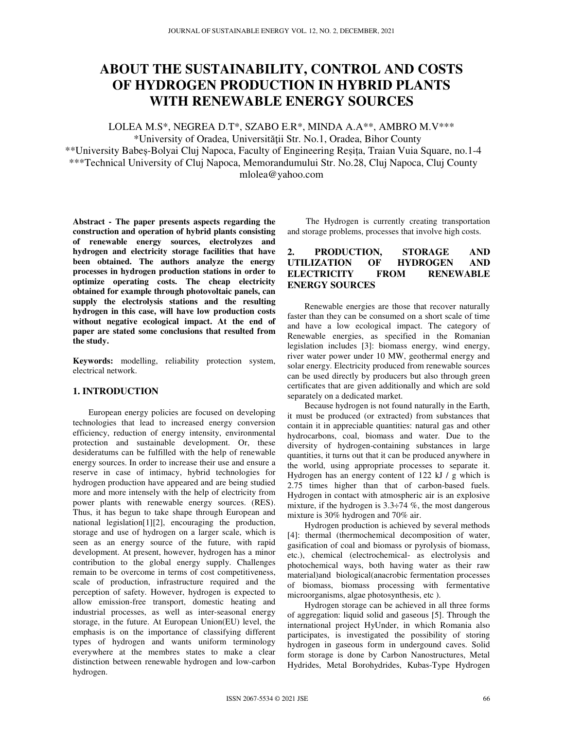# ABOUT THE SUSTAINABILITY, CONTROL AND COSTS OF HYDROGEN PRODUCTION IN HYBRID PLANTS WITH RENEWABLE ENERGY SOURCES

LOLEA M.S*, NEGREA D.T*, SZABO E.R*, MINDA A.A**, AMBRO M.V***

*University of Oradea, Universităţii Str. No.1, Oradea, Bihor County

**University Babeș-Bolyai Cluj Napoca, Faculty of Engineering Reșița, Traian Vuia Square, no.1-4

***Technical University of Cluj Napoca, Memorandumului Str. No.28, Cluj Napoca, Cluj County

mlolea@yahoo.com

**Abstract - The paper presents aspects regarding the construction and operation of hybrid plants consisting of renewable energy sources, electrolyzes and hydrogen and electricity storage facilities that have been obtained. The authors analyze the energy processes in hydrogen production stations in order to optimize operating costs. The cheap electricity obtained for example through photovoltaic panels, can supply the electrolysis stations and the resulting hydrogen in this case, will have low production costs without negative ecological impact. At the end of paper are stated some conclusions that resulted from the study.**

**Keywords:** modelling, reliability protection system, electrical network.

## 1. INTRODUCTION

European energy policies are focused on developing technologies that lead to increased energy conversion efficiency, reduction of energy intensity, environmental protection and sustainable development. Or, these desideratums can be fulfilled with the help of renewable energy sources. In order to increase their use and ensure a reserve in case of intimacy, hybrid technologies for hydrogen production have appeared and are being studied more and more intensely with the help of electricity from power plants with renewable energy sources. (RES). Thus, it has begun to take shape through European and national legislation[1][2], encouraging the production, storage and use of hydrogen on a larger scale, which is seen as an energy source of the future, with rapid development. At present, however, hydrogen has a minor contribution to the global energy supply. Challenges remain to be overcome in terms of cost competitiveness, scale of production, infrastructure required and the perception of safety. However, hydrogen is expected to allow emission-free transport, domestic heating and industrial processes, as well as inter-seasonal energy storage, in the future. At European Union(EU) level, the emphasis is on the importance of classifying different types of hydrogen and wants uniform terminology everywhere at the membres states to make a clear distinction between renewable hydrogen and low-carbon hydrogen.

The Hydrogen is currently creating transportation and storage problems, processes that involve high costs.

## 2. PRODUCTION, STORAGE AND UTILIZATION OF HYDROGEN AND ELECTRICITY FROM RENEWABLE ENERGY SOURCES

Renewable energies are those that recover naturally faster than they can be consumed on a short scale of time and have a low ecological impact. The category of Renewable energies, as specified in the Romanian legislation includes [3]: biomass energy, wind energy, river water power under 10 MW, geothermal energy and solar energy. Electricity produced from renewable sources can be used directly by producers but also through green certificates that are given additionally and which are sold separately on a dedicated market.

Because hydrogen is not found naturally in the Earth, it must be produced (or extracted) from substances that contain it in appreciable quantities: natural gas and other hydrocarbons, coal, biomass and water. Due to the diversity of hydrogen-containing substances in large quantities, it turns out that it can be produced anywhere in the world, using appropriate processes to separate it. Hydrogen has an energy content of 122 kJ / g which is 2.75 times higher than that of carbon-based fuels. Hydrogen in contact with atmospheric air is an explosive mixture, if the hydrogen is 3.3÷74 %, the most dangerous mixture is 30% hydrogen and 70% air.

Hydrogen production is achieved by several methods [4]: thermal (thermochemical decomposition of water, gasification of coal and biomass or pyrolysis of biomass, etc.), chemical (electrochemical- as electrolysis and photochemical ways, both having water as their raw material)and biological(anacrobic fermentation processes of biomass, biomass processing with fermentative microorganisms, algae photosynthesis, etc ).

Hydrogen storage can be achieved in all three forms of aggregation: liquid solid and gaseous [5]. Through the international project HyUnder, in which Romania also participates, is investigated the possibility of storing hydrogen in gaseous form in undergound caves. Solid form storage is done by Carbon Nanostructures, Metal Hydrides, Metal Borohydrides, Kubas-Type Hydrogen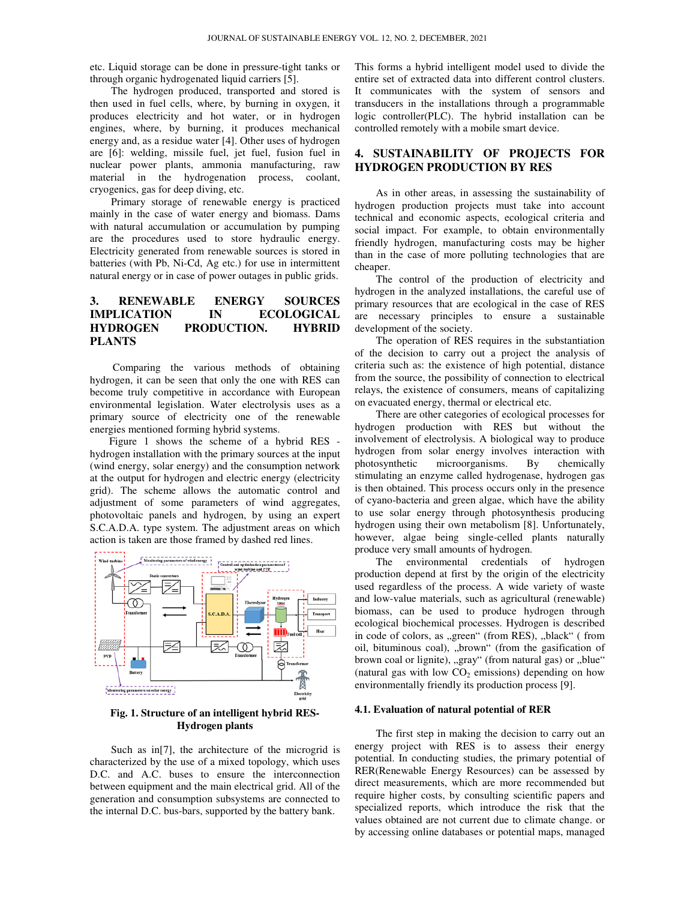etc. Liquid storage can be done in pressure-tight tanks or through organic hydrogenated liquid carriers [5].

The hydrogen produced, transported and stored is then used in fuel cells, where, by burning in oxygen, it produces electricity and hot water, or in hydrogen engines, where, by burning, it produces mechanical energy and, as a residue water [4]. Other uses of hydrogen are [6]: welding, missile fuel, jet fuel, fusion fuel in nuclear power plants, ammonia manufacturing, raw material in the hydrogenation process, coolant, cryogenics, gas for deep diving, etc.

Primary storage of renewable energy is practiced mainly in the case of water energy and biomass. Dams with natural accumulation or accumulation by pumping are the procedures used to store hydraulic energy. Electricity generated from renewable sources is stored in batteries (with Pb, Ni-Cd, Ag etc.) for use in intermittent natural energy or in case of power outages in public grids.

## 3. RENEWABLE ENERGY SOURCES IMPLICATION IN ECOLOGICAL HYDROGEN PRODUCTION. HYBRID PLANTS

Comparing the various methods of obtaining hydrogen, it can be seen that only the one with RES can become truly competitive in accordance with European environmental legislation. Water electrolysis uses as a primary source of electricity one of the renewable energies mentioned forming hybrid systems.

Figure 1 shows the scheme of a hybrid RES - hydrogen installation with the primary sources at the input (wind energy, solar energy) and the consumption network at the output for hydrogen and electric energy (electricity grid). The scheme allows the automatic control and adjustment of some parameters of wind aggregates, photovoltaic panels and hydrogen, by using an expert S.C.A.D.A. type system. The adjustment areas on which action is taken are those framed by dashed red lines.

**Fig. 1. Structure of an intelligent hybrid RES-Hydrogen plants**

Such as in[7], the architecture of the microgrid is characterized by the use of a mixed topology, which uses D.C. and A.C. buses to ensure the interconnection between equipment and the main electrical grid. All of the generation and consumption subsystems are connected to the internal D.C. bus-bars, supported by the battery bank. This forms a hybrid intelligent model used to divide the entire set of extracted data into different control clusters. It communicates with the system of sensors and transducers in the installations through a programmable logic controller(PLC). The hybrid installation can be controlled remotely with a mobile smart device.

## 4. SUSTAINABILITY OF PROJECTS FOR HYDROGEN PRODUCTION BY RES

As in other areas, in assessing the sustainability of hydrogen production projects must take into account technical and economic aspects, ecological criteria and social impact. For example, to obtain environmentally friendly hydrogen, manufacturing costs may be higher than in the case of more polluting technologies that are cheaper.

The control of the production of electricity and hydrogen in the analyzed installations, the careful use of primary resources that are ecological in the case of RES are necessary principles to ensure a sustainable development of the society.

The operation of RES requires in the substantiation of the decision to carry out a project the analysis of criteria such as: the existence of high potential, distance from the source, the possibility of connection to electrical relays, the existence of consumers, means of capitalizing on evacuated energy, thermal or electrical etc.

There are other categories of ecological processes for hydrogen production with RES but without the involvement of electrolysis. A biological way to produce hydrogen from solar energy involves interaction with photosynthetic microorganisms. By chemically stimulating an enzyme called hydrogenase, hydrogen gas is then obtained. This process occurs only in the presence of cyano-bacteria and green algae, which have the ability to use solar energy through photosynthesis producing hydrogen using their own metabolism [8]. Unfortunately, however, algae being single-celled plants naturally produce very small amounts of hydrogen.

The environmental credentials of hydrogen production depend at first by the origin of the electricity used regardless of the process. A wide variety of waste and low-value materials, such as agricultural (renewable) biomass, can be used to produce hydrogen through ecological biochemical processes. Hydrogen is described in code of colors, as „green“ (from RES), „black“ ( from oil, bituminous coal), „brown“ (from the gasification of brown coal or lignite), „gray“ (from natural gas) or „blue“ (natural gas with low $CO_2$ emissions) depending on how environmentally friendly its production process [9].

### 4.1. Evaluation of natural potential of RER

The first step in making the decision to carry out an energy project with RES is to assess their energy potential. In conducting studies, the primary potential of RER(Renewable Energy Resources) can be assessed by direct measurements, which are more recommended but require higher costs, by consulting scientific papers and specialized reports, which introduce the risk that the values obtained are not current due to climate change. or by accessing online databases or potential maps, managed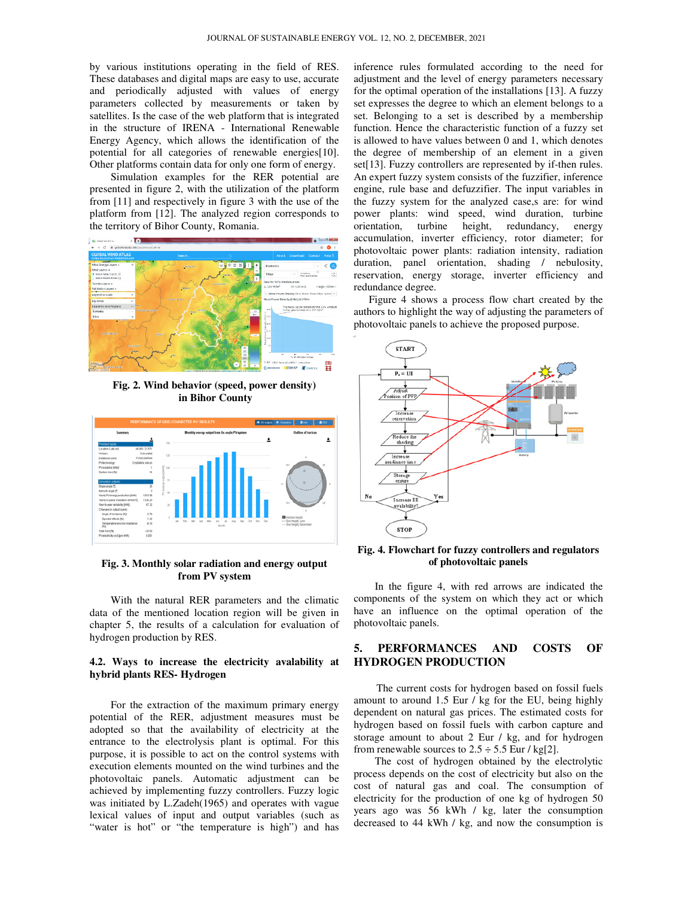by various institutions operating in the field of RES. These databases and digital maps are easy to use, accurate and periodically adjusted with values of energy parameters collected by measurements or taken by satellites. Is the case of the web platform that is integrated in the structure of IRENA - International Renewable Energy Agency, which allows the identification of the potential for all categories of renewable energies[10]. Other platforms contain data for only one form of energy.

Simulation examples for the RER potential are presented in figure 2, with the utilization of the platform from [11] and respectively in figure 3 with the use of the platform from [12]. The analyzed region corresponds to the territory of Bihor County, Romania.

**Fig. 2. Wind behavior (speed, power density) in Bihor County**

**Fig. 3. Monthly solar radiation and energy output from PV system**

With the natural RER parameters and the climatic data of the mentioned location region will be given in chapter 5, the results of a calculation for evaluation of hydrogen production by RES.

### 4.2. Ways to increase the electricity avalability at hybrid plants RES- Hydrogen

For the extraction of the maximum primary energy potential of the RER, adjustment measures must be adopted so that the availability of electricity at the entrance to the electrolysis plant is optimal. For this purpose, it is possible to act on the control systems with execution elements mounted on the wind turbines and the photovoltaic panels. Automatic adjustment can be achieved by implementing fuzzy controllers. Fuzzy logic was initiated by L.Zadeh(1965) and operates with vague lexical values of input and output variables (such as "water is hot" or "the temperature is high") and has inference rules formulated according to the need for adjustment and the level of energy parameters necessary for the optimal operation of the installations [13]. A fuzzy set expresses the degree to which an element belongs to a set. Belonging to a set is described by a membership function. Hence the characteristic function of a fuzzy set is allowed to have values between 0 and 1, which denotes the degree of membership of an element in a given set[13]. Fuzzy controllers are represented by if-then rules. An expert fuzzy system consists of the fuzzifier, inference engine, rule base and defuzzifier. The input variables in the fuzzy system for the analyzed case,s are: for wind power plants: wind speed, wind duration, turbine orientation, turbine height, redundancy, energy accumulation, inverter efficiency, rotor diameter; for photovoltaic power plants: radiation intensity, radiation duration, panel orientation, shading / nebulosity, reservation, energy storage, inverter efficiency and redundance degree.

Figure 4 shows a process flow chart created by the authors to highlight the way of adjusting the parameters of photovoltaic panels to achieve the proposed purpose.

**Fig. 4. Flowchart for fuzzy controllers and regulators of photovoltaic panels**

In the figure 4, with red arrows are indicated the components of the system on which they act or which have an influence on the optimal operation of the photovoltaic panels.

## 5. PERFORMANCES AND COSTS OF HYDROGEN PRODUCTION

The current costs for hydrogen based on fossil fuels amount to around 1.5 Eur / kg for the EU, being highly dependent on natural gas prices. The estimated costs for hydrogen based on fossil fuels with carbon capture and storage amount to about 2 Eur / kg, and for hydrogen from renewable sources to 2.5 ÷ 5.5 Eur / kg[2].

The cost of hydrogen obtained by the electrolytic process depends on the cost of electricity but also on the cost of natural gas and coal. The consumption of electricity for the production of one kg of hydrogen 50 years ago was 56 kWh / kg, later the consumption decreased to 44 kWh / kg, and now the consumption is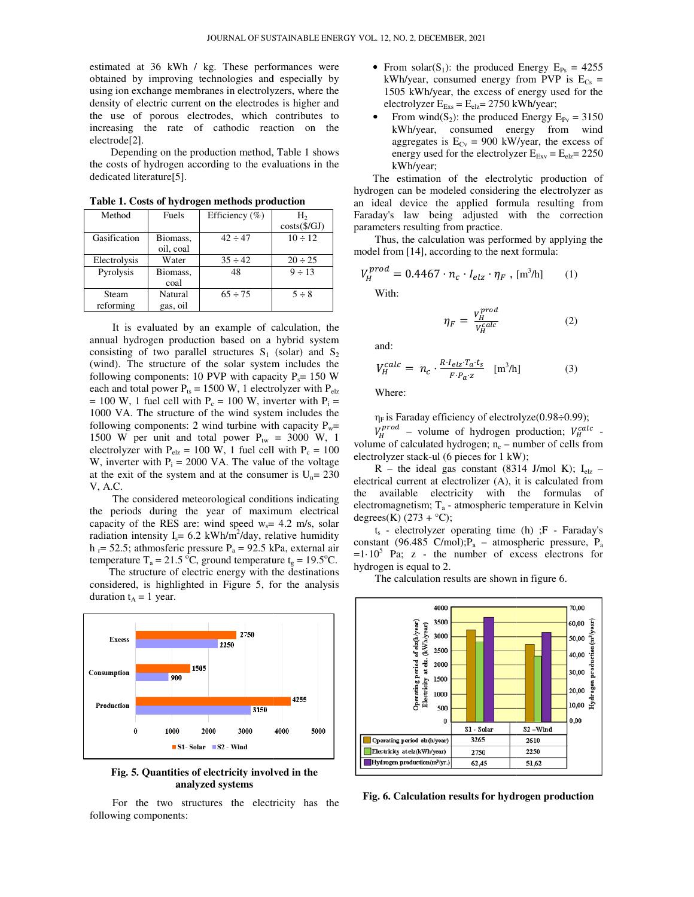estimated at 36 kWh / kg. These performances were obtained by improving technologies and especially by using ion exchange membranes in electrolyzers, where the density of electric current on the electrodes is higher and the use of porous electrodes, which contributes to increasing the rate of cathodic reaction on the electrode[2].

Depending on the production method, Table 1 shows the costs of hydrogen according to the evaluations in the dedicated literature[5].

**Table 1. Costs of hydrogen methods production**

| Method | Fuels | Efficiency (%) | $H_2$ costs($/GJ) |
|---|---|---|---|
| Gasification | Biomass, oil, coal | 42 ÷ 47 | 10 ÷ 12 |
| Electrolysis | Water | 35 ÷ 42 | 20 ÷ 25 |
| Pyrolysis | Biomass, coal | 48 | 9 ÷ 13 |
| Steam reforming | Natural gas, oil | 65 ÷ 75 | 5 ÷ 8 |

It is evaluated by an example of calculation, the annual hydrogen production based on a hybrid system consisting of two parallel structures $S_1$ (solar) and $S_2$ (wind). The structure of the solar system includes the following components: 10 PVP with capacity $P_s$= 150 W each and total power $P_{ts}$ = 1500 W, 1 electrolyzer with $P_{elz}$ = 100 W, 1 fuel cell with $P_c$ = 100 W, inverter with $P_i$ = 1000 VA. The structure of the wind system includes the following components: 2 wind turbine with capacity $P_w$= 1500 W per unit and total power $P_{tw}$ = 3000 W, 1 electrolyzer with $P_{elz}$ = 100 W, 1 fuel cell with $P_c$ = 100 W, inverter with $P_i$ = 2000 VA. The value of the voltage at the exit of the system and at the consumer is $U_n$= 230 V, A.C.

The considered meteorological conditions indicating the periods during the year of maximum electrical capacity of the RES are: wind speed $w_s$= 4.2 m/s, solar radiation intensity $I_s$= 6.2 kWh/m$^2$/day, relative humidity $h_r$= 52.5; athmosferic pressure $P_a$ = 92.5 kPa, external air temperature $T_a$ = 21.5 °C, ground temperature $t_g$ = 19.5°C.

The structure of electric energy with the destinations considered, is highlighted in Figure 5, for the analysis duration $t_A$ = 1 year.

**Fig. 5. Quantities of electricity involved in the analyzed systems**

For the two structures the electricity has the following components:

- From solar($S_1$): the produced Energy $E_{Ps}$ = 4255 kWh/year, consumed energy from PVP is $E_{Cs}$ = 1505 kWh/year, the excess of energy used for the electrolyzer $E_{Exs}$ = $E_{elz}$= 2750 kWh/year;
- From wind($S_2$): the produced Energy $E_{Pv}$ = 3150 kWh/year, consumed energy from wind aggregates is $E_{Cv}$ = 900 kW/year, the excess of energy used for the electrolyzer $E_{Exv}$ = $E_{elz}$= 2250 kWh/year;

The estimation of the electrolytic production of hydrogen can be modeled considering the electrolyzer as an ideal device the applied formula resulting from Faraday's law being adjusted with the correction parameters resulting from practice.

Thus, the calculation was performed by applying the model from [14], according to the next formula:

$$V_H^{prod} = 0.4467 \cdot n_c \cdot I_{elz} \cdot \eta_F \text{ , [m}^3\text{/h]} \qquad (1)$$

With:

$$\eta_F = \frac{V_H^{prod}}{V_H^{calc}} \qquad (2)$$

and:

$$V_H^{calc} = n_c \cdot \frac{R \cdot I_{elz} \cdot T_a \cdot t_s}{F \cdot P_a \cdot z} \quad \text{[m}^3\text{/h]} \qquad (3)$$

Where:

$\eta_F$ is Faraday efficiency of electrolyze(0.98÷0.99);

$V_H^{prod}$ – volume of hydrogen production; $V_H^{calc}$ - volume of calculated hydrogen; $n_c$ – number of cells from electrolyzer stack-ill (6 pieces for 1 kW);

R – the ideal gas constant (8314 J/mol K); $I_{elz}$ – electrical current at electrolizer (A), it is calculated from the available electricity with the formulas of electromagnetism; $T_a$ - atmospheric temperature in Kelvin degrees(K) (273 + °C);

$t_s$ - electrolyzer operating time (h) ;F - Faraday's constant (96.485 C/mol);$P_a$ – atmospheric pressure, $P_a$ =1·10$^5$ Pa; z - the number of excess electrons for hydrogen is equal to 2.

The calculation results are shown in figure 6.

| | S1 - Solar | S2 – Wind |
|---|---|---|
| Operating period elz(h/year) | 3265 | 2610 |
| Electricity at elz(kWh/year) | 2750 | 2250 |
| Hydrogen production($m^3$/yr.) | 62,45 | 51,62 |

**Fig. 6. Calculation results for hydrogen production**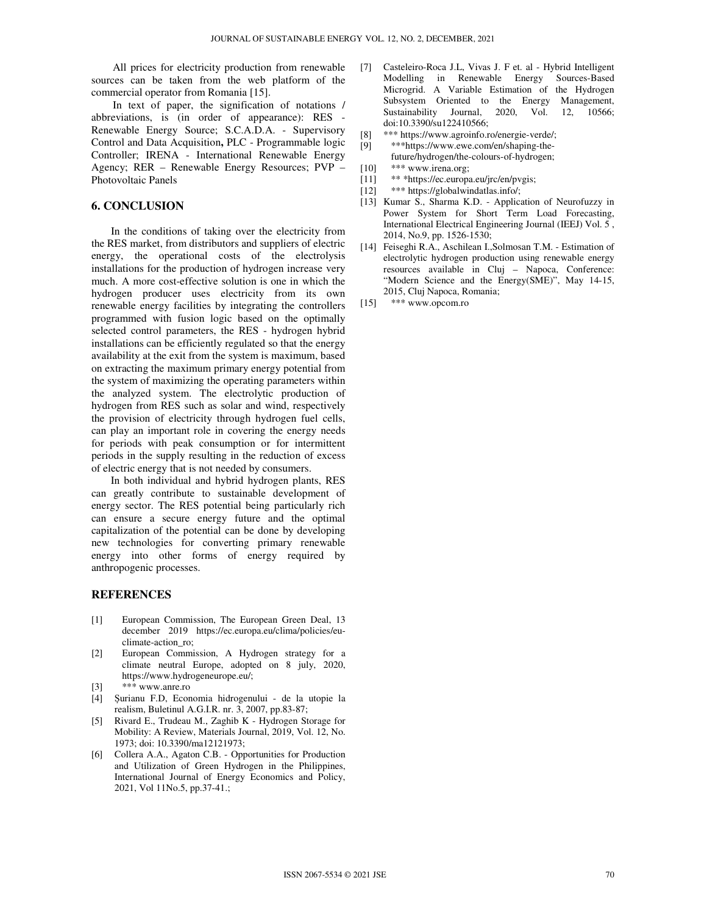All prices for electricity production from renewable sources can be taken from the web platform of the commercial operator from Romania [15].

In text of paper, the signification of notations / abbreviations, is (in order of appearance): RES - Renewable Energy Source; S.C.A.D.A. - Supervisory Control and Data Acquisition**,** PLC - Programmable logic Controller; IRENA - International Renewable Energy Agency; RER – Renewable Energy Resources; PVP – Photovoltaic Panels

## 6. CONCLUSION

In the conditions of taking over the electricity from the RES market, from distributors and suppliers of electric energy, the operational costs of the electrolysis installations for the production of hydrogen increase very much. A more cost-effective solution is one in which the hydrogen producer uses electricity from its own renewable energy facilities by integrating the controllers programmed with fusion logic based on the optimally selected control parameters, the RES - hydrogen hybrid installations can be efficiently regulated so that the energy availability at the exit from the system is maximum, based on extracting the maximum primary energy potential from the system of maximizing the operating parameters within the analyzed system. The electrolytic production of hydrogen from RES such as solar and wind, respectively the provision of electricity through hydrogen fuel cells, can play an important role in covering the energy needs for periods with peak consumption or for intermittent periods in the supply resulting in the reduction of excess of electric energy that is not needed by consumers.

In both individual and hybrid hydrogen plants, RES can greatly contribute to sustainable development of energy sector. The RES potential being particularly rich can ensure a secure energy future and the optimal capitalization of the potential can be done by developing new technologies for converting primary renewable energy into other forms of energy required by anthropogenic processes.

## REFERENCES

[1] European Commission, The European Green Deal, 13 december 2019 https://ec.europa.eu/clima/policies/eu-climate-action_ro;

[2] European Commission, A Hydrogen strategy for a climate neutral Europe, adopted on 8 july, 2020, https://www.hydrogeneurope.eu/;

[3] *** www.anre.ro

[4] Șurianu F.D, Economia hidrogenului - de la utopie la realism, Buletinul A.G.I.R. nr. 3, 2007, pp.83-87;

[5] Rivard E., Trudeau M., Zaghib K - Hydrogen Storage for Mobility: A Review, Materials Journal, 2019, Vol. 12, No. 1973; doi: 10.3390/ma12121973;

[6] Collera A.A., Agaton C.B. - Opportunities for Production and Utilization of Green Hydrogen in the Philippines, International Journal of Energy Economics and Policy, 2021, Vol 11No.5, pp.37-41.;

[7] Casteleiro-Roca J.L, Vivas J. F et. al - Hybrid Intelligent Modelling in Renewable Energy Sources-Based Microgrid. A Variable Estimation of the Hydrogen Subsystem Oriented to the Energy Management, Sustainability Journal, 2020, Vol. 12, 10566; doi:10.3390/su122410566;

[8] *** https://www.agroinfo.ro/energie-verde/;

[9] ***https://www.ewe.com/en/shaping-the-future/hydrogen/the-colours-of-hydrogen;

[10] *** www.irena.org;

[11] ** *https://ec.europa.eu/jrc/en/pvgis;

[12] *** https://globalwindatlas.info/;

[13] Kumar S., Sharma K.D. - Application of Neurofuzzy in Power System for Short Term Load Forecasting, International Electrical Engineering Journal (IEEJ) Vol. 5 , 2014, No.9, pp. 1526-1530;

[14] Feiseghi R.A., Aschilean I.,Solmosan T.M. - Estimation of electrolytic hydrogen production using renewable energy resources available in Cluj – Napoca, Conference: "Modern Science and the Energy(SME)", May 14-15, 2015, Cluj Napoca, Romania;

[15] *** www.opcom.ro